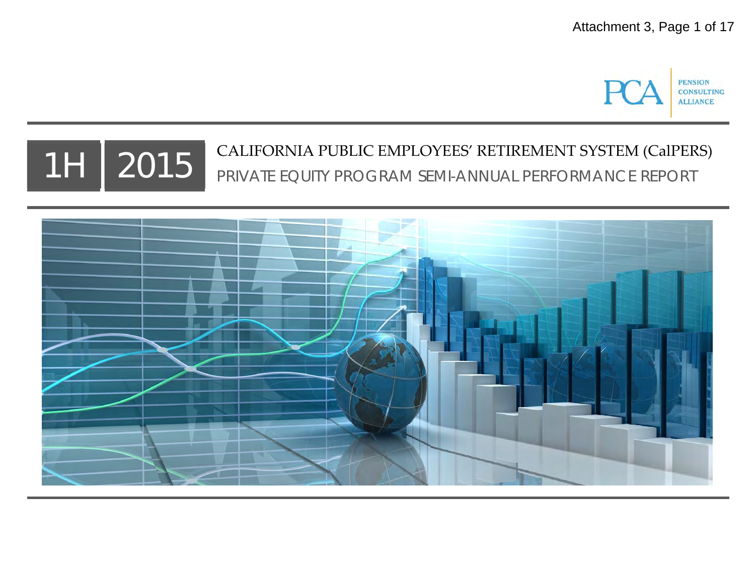PENSION CONSULTING ALLIANCE

# 1H 2015

## CALIFORNIA PUBLIC EMPLOYEES' RETIREMENT SYSTEM (CalPERS)

## PRIVATE EQUITY PROGRAM SEMI-ANNUAL PERFORMANCE REPORT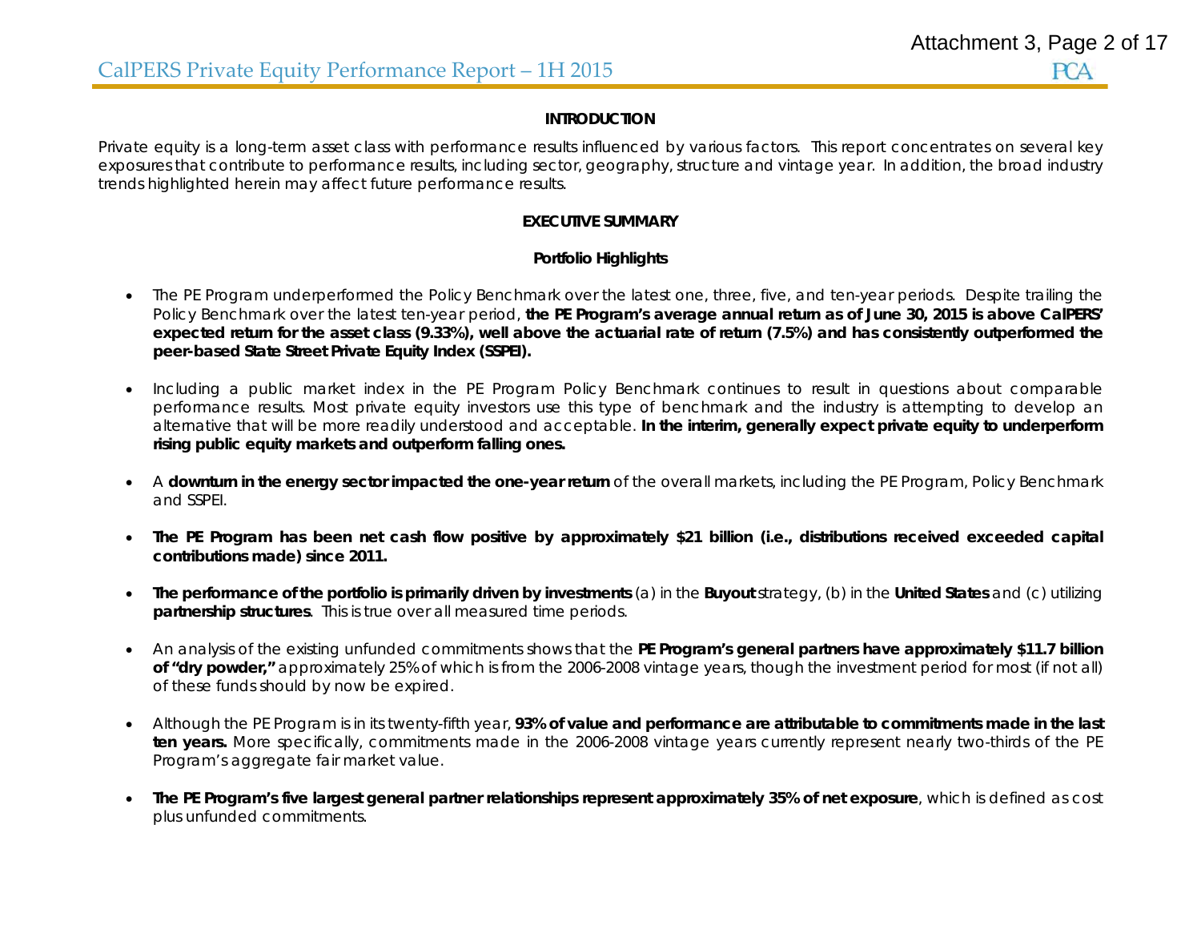## INTRODUCTION

Private equity is a long-term asset class with performance results influenced by various factors. This report concentrates on several key exposures that contribute to performance results, including sector, geography, structure and vintage year. In addition, the broad industry trends highlighted herein may affect future performance results.

## EXECUTIVE SUMMARY

### Portfolio Highlights

- The PE Program underperformed the Policy Benchmark over the latest one, three, five, and ten-year periods. Despite trailing the Policy Benchmark over the latest ten-year period, **the PE Program's average annual return as of June 30, 2015 is above CalPERS' expected return for the asset class (9.33%), well above the actuarial rate of return (7.5%) and has consistently outperformed the peer-based State Street Private Equity Index (SSPEI).**

- Including a public market index in the PE Program Policy Benchmark continues to result in questions about comparable performance results. Most private equity investors use this type of benchmark and the industry is attempting to develop an alternative that will be more readily understood and acceptable. **In the interim, generally expect private equity to underperform rising public equity markets and outperform falling ones.**

- A **downturn in the energy sector impacted the one-year return** of the overall markets, including the PE Program, Policy Benchmark and SSPEI.

- **The PE Program has been net cash flow positive by approximately $21 billion (i.e., distributions received exceeded capital contributions made) since 2011.**

- **The performance of the portfolio is primarily driven by investments** (a) in the **Buyout** strategy, (b) in the **United States** and (c) utilizing **partnership structures**. This is true over all measured time periods.

- An analysis of the existing unfunded commitments shows that the **PE Program's general partners have approximately $11.7 billion of "dry powder,"** approximately 25% of which is from the 2006-2008 vintage years, though the investment period for most (if not all) of these funds should by now be expired.

- Although the PE Program is in its twenty-fifth year, **93% of value and performance are attributable to commitments made in the last ten years.** More specifically, commitments made in the 2006-2008 vintage years currently represent nearly two-thirds of the PE Program's aggregate fair market value.

- **The PE Program's five largest general partner relationships represent approximately 35% of net exposure**, which is defined as cost plus unfunded commitments.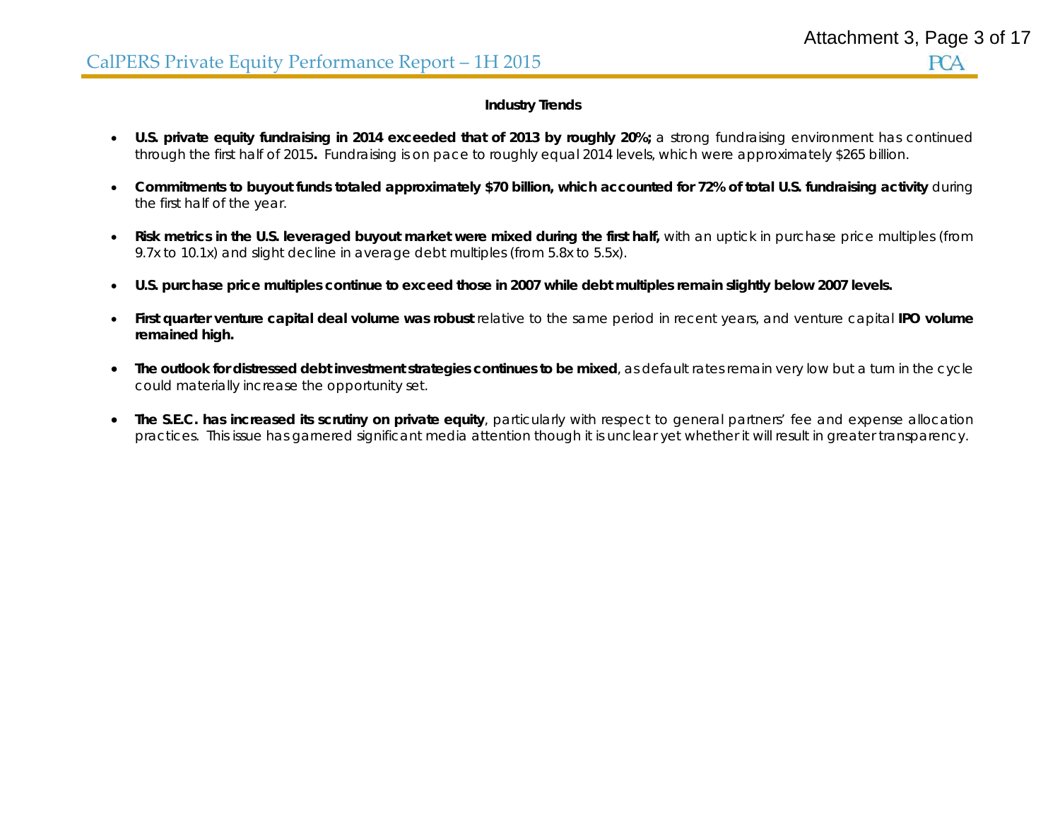### Industry Trends

- **U.S. private equity fundraising in 2014 exceeded that of 2013 by roughly 20%;** a strong fundraising environment has continued through the first half of 2015**.** Fundraising is on pace to roughly equal 2014 levels, which were approximately $265 billion.

- **Commitments to buyout funds totaled approximately $70 billion, which accounted for 72% of total U.S. fundraising activity** during the first half of the year.

- **Risk metrics in the U.S. leveraged buyout market were mixed during the first half,** with an uptick in purchase price multiples (from 9.7x to 10.1x) and slight decline in average debt multiples (from 5.8x to 5.5x).

- **U.S. purchase price multiples continue to exceed those in 2007 while debt multiples remain slightly below 2007 levels.**

- **First quarter venture capital deal volume was robust** relative to the same period in recent years, and venture capital **IPO volume remained high.**

- **The outlook for distressed debt investment strategies continues to be mixed**, as default rates remain very low but a turn in the cycle could materially increase the opportunity set.

- **The S.E.C. has increased its scrutiny on private equity**, particularly with respect to general partners' fee and expense allocation practices. This issue has garnered significant media attention though it is unclear yet whether it will result in greater transparency.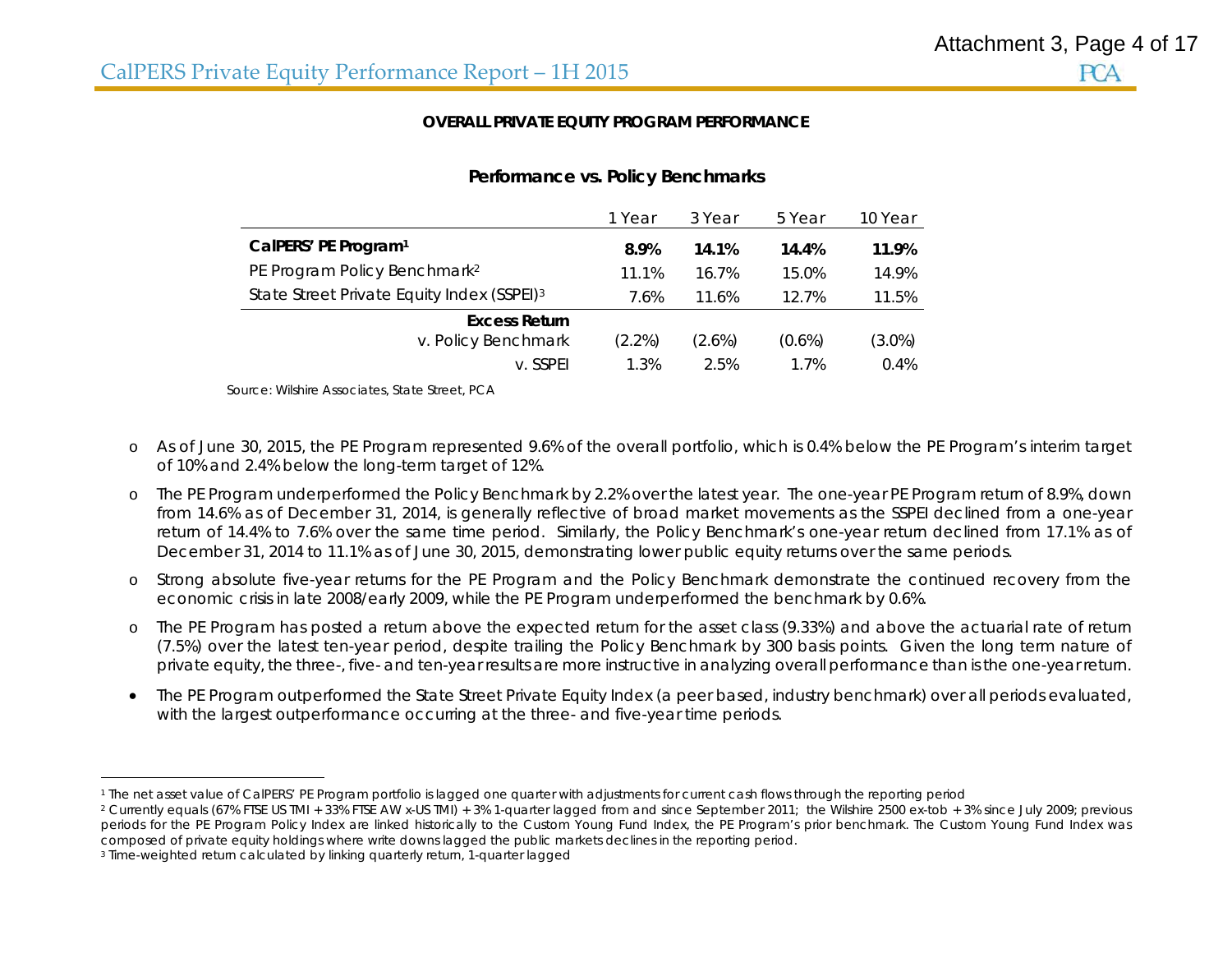## OVERALL PRIVATE EQUITY PROGRAM PERFORMANCE

### Performance vs. Policy Benchmarks

| | 1 Year | 3 Year | 5 Year | 10 Year |
|---|---|---|---|---|
| **CalPERS' PE Program[1]** | **8.9%** | **14.1%** | **14.4%** | **11.9%** |
| PE Program Policy Benchmark[2] | 11.1% | 16.7% | 15.0% | 14.9% |
| State Street Private Equity Index (SSPEI)[3] | 7.6% | 11.6% | 12.7% | 11.5% |
| **Excess Return** | | | | |
| v. Policy Benchmark | (2.2%) | (2.6%) | (0.6%) | (3.0%) |
| v. SSPEI | 1.3% | 2.5% | 1.7% | 0.4% |

Source: Wilshire Associates, State Street, PCA

- As of June 30, 2015, the PE Program represented 9.6% of the overall portfolio, which is 0.4% below the PE Program's interim target of 10% and 2.4% below the long-term target of 12%.
- The PE Program underperformed the Policy Benchmark by 2.2% over the latest year. The one-year PE Program return of 8.9%, down from 14.6% as of December 31, 2014, is generally reflective of broad market movements as the SSPEI declined from a one-year return of 14.4% to 7.6% over the same time period. Similarly, the Policy Benchmark's one-year return declined from 17.1% as of December 31, 2014 to 11.1% as of June 30, 2015, demonstrating lower public equity returns over the same periods.
- Strong absolute five-year returns for the PE Program and the Policy Benchmark demonstrate the continued recovery from the economic crisis in late 2008/early 2009, while the PE Program underperformed the benchmark by 0.6%.
- The PE Program has posted a return above the expected return for the asset class (9.33%) and above the actuarial rate of return (7.5%) over the latest ten-year period, despite trailing the Policy Benchmark by 300 basis points. Given the long term nature of private equity, the three-, five- and ten-year results are more instructive in analyzing overall performance than is the one-year return.
- The PE Program outperformed the State Street Private Equity Index (a peer based, industry benchmark) over all periods evaluated, with the largest outperformance occurring at the three- and five-year time periods.

---

[1] The net asset value of CalPERS' PE Program portfolio is lagged one quarter with adjustments for current cash flows through the reporting period

[2] Currently equals (67% FTSE US TMI + 33% FTSE AW x-US TMI) + 3% 1-quarter lagged from and since September 2011; the Wilshire 2500 ex-tob + 3% since July 2009; previous periods for the PE Program Policy Index are linked historically to the Custom Young Fund Index, the PE Program's prior benchmark. The Custom Young Fund Index was composed of private equity holdings where write downs lagged the public markets declines in the reporting period.

[3] Time-weighted return calculated by linking quarterly return, 1-quarter lagged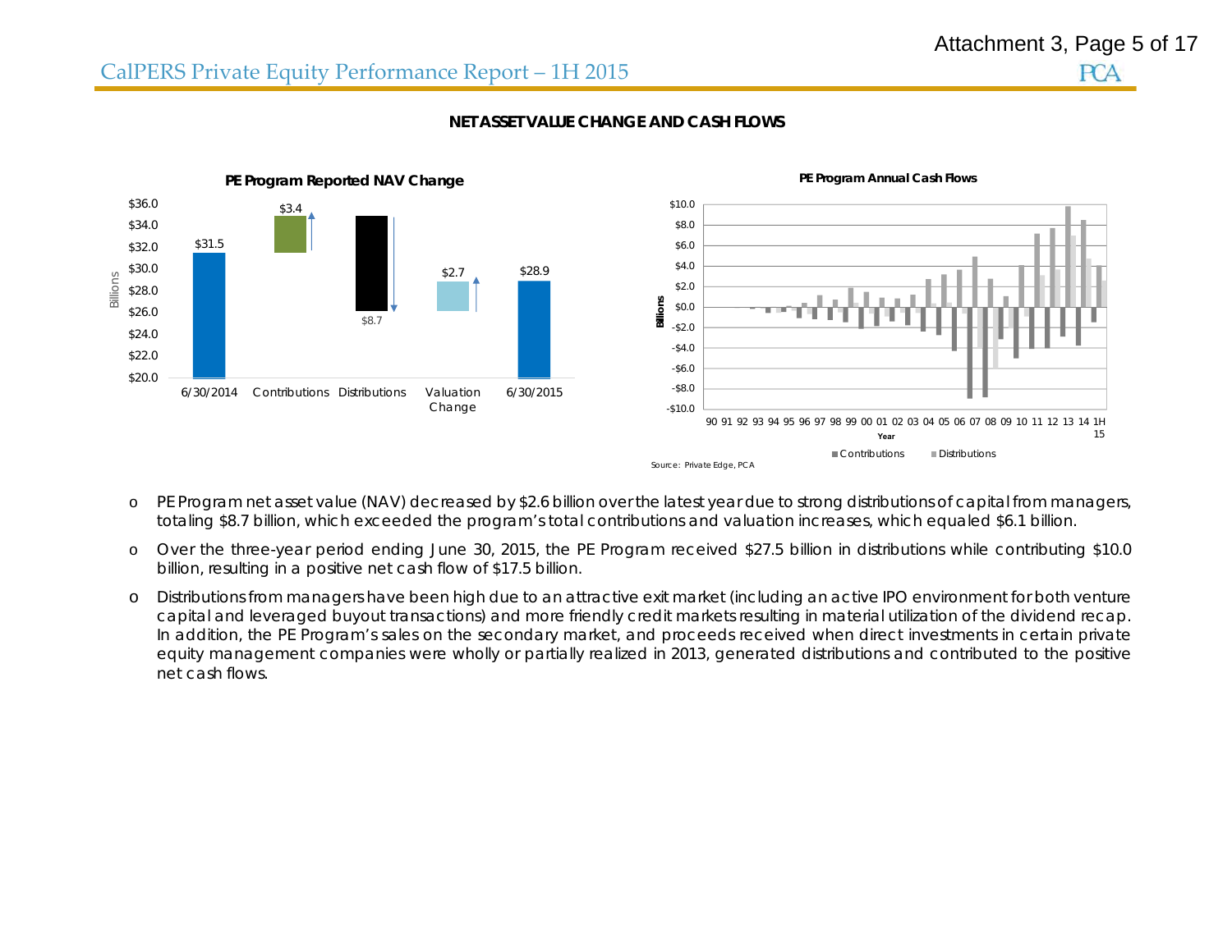## NET ASSET VALUE CHANGE AND CASH FLOWS

**PE Program Reported NAV Change**

**PE Program Annual Cash Flows**

Source: Private Edge, PCA

- PE Program net asset value (NAV) decreased by $2.6 billion over the latest year due to strong distributions of capital from managers, totaling $8.7 billion, which exceeded the program's total contributions and valuation increases, which equaled $6.1 billion.
- Over the three-year period ending June 30, 2015, the PE Program received $27.5 billion in distributions while contributing $10.0 billion, resulting in a positive net cash flow of $17.5 billion.
- Distributions from managers have been high due to an attractive exit market (including an active IPO environment for both venture capital and leveraged buyout transactions) and more friendly credit markets resulting in material utilization of the dividend recap. In addition, the PE Program's sales on the secondary market, and proceeds received when direct investments in certain private equity management companies were wholly or partially realized in 2013, generated distributions and contributed to the positive net cash flows.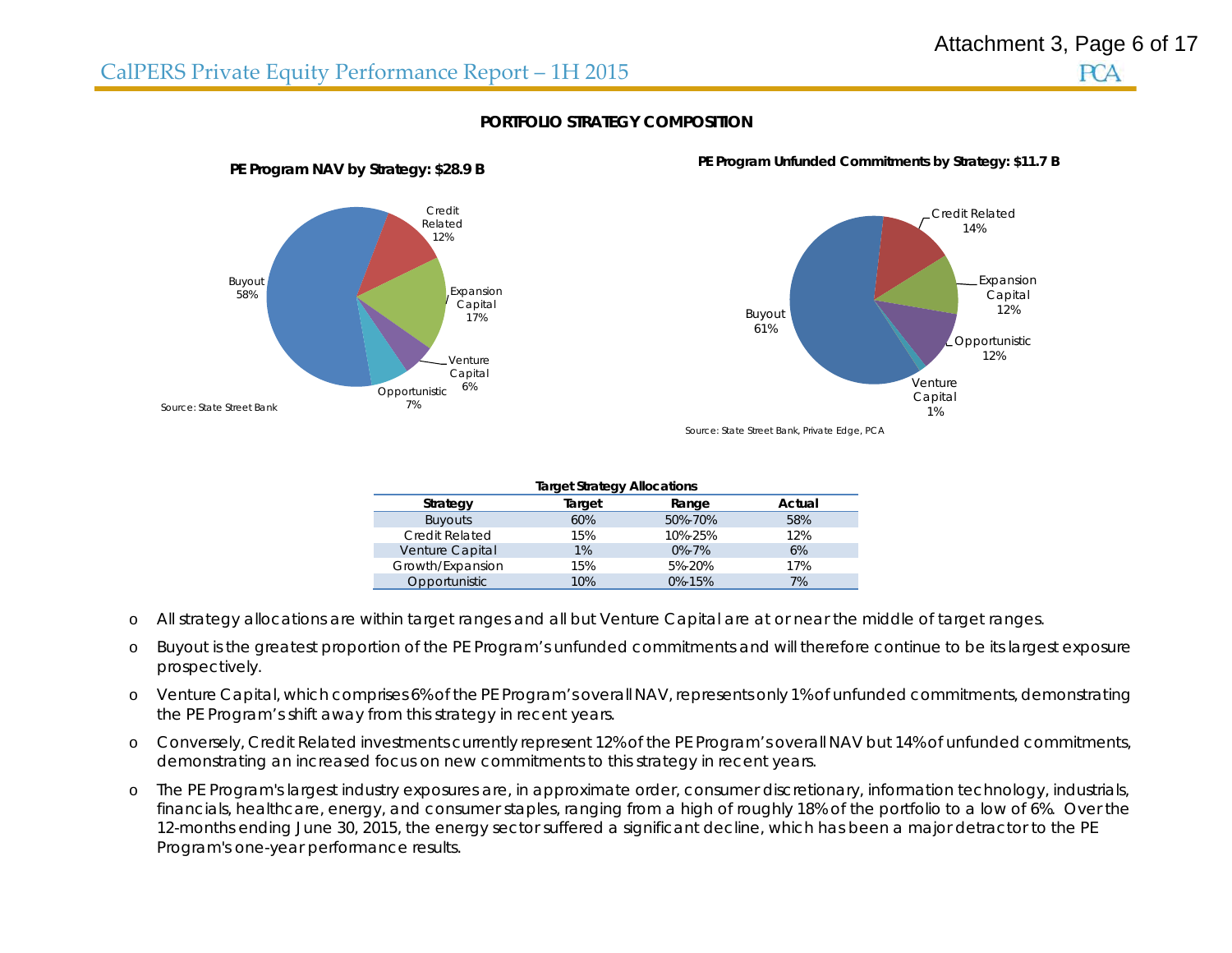## PORTFOLIO STRATEGY COMPOSITION

**PE Program NAV by Strategy: $28.9 B**

Buyout 58%
Credit Related 12%
Expansion Capital 17%
Venture Capital 6%
Opportunistic 7%

Source: State Street Bank

**PE Program Unfunded Commitments by Strategy: $11.7 B**

Buyout 61%
Credit Related 14%
Expansion Capital 12%
Opportunistic 12%
Venture Capital 1%

Source: State Street Bank, Private Edge, PCA

**Target Strategy Allocations**

| Strategy | Target | Range | Actual |
|---|---|---|---|
| Buyouts | 60% | 50%-70% | 58% |
| Credit Related | 15% | 10%-25% | 12% |
| Venture Capital | 1% | 0%-7% | 6% |
| Growth/Expansion | 15% | 5%-20% | 17% |
| Opportunistic | 10% | 0%-15% | 7% |

- All strategy allocations are within target ranges and all but Venture Capital are at or near the middle of target ranges.
- Buyout is the greatest proportion of the PE Program's unfunded commitments and will therefore continue to be its largest exposure prospectively.
- Venture Capital, which comprises 6% of the PE Program's overall NAV, represents only 1% of unfunded commitments, demonstrating the PE Program's shift away from this strategy in recent years.
- Conversely, Credit Related investments currently represent 12% of the PE Program's overall NAV but 14% of unfunded commitments, demonstrating an increased focus on new commitments to this strategy in recent years.
- The PE Program's largest industry exposures are, in approximate order, consumer discretionary, information technology, industrials, financials, healthcare, energy, and consumer staples, ranging from a high of roughly 18% of the portfolio to a low of 6%. Over the 12-months ending June 30, 2015, the energy sector suffered a significant decline, which has been a major detractor to the PE Program's one-year performance results.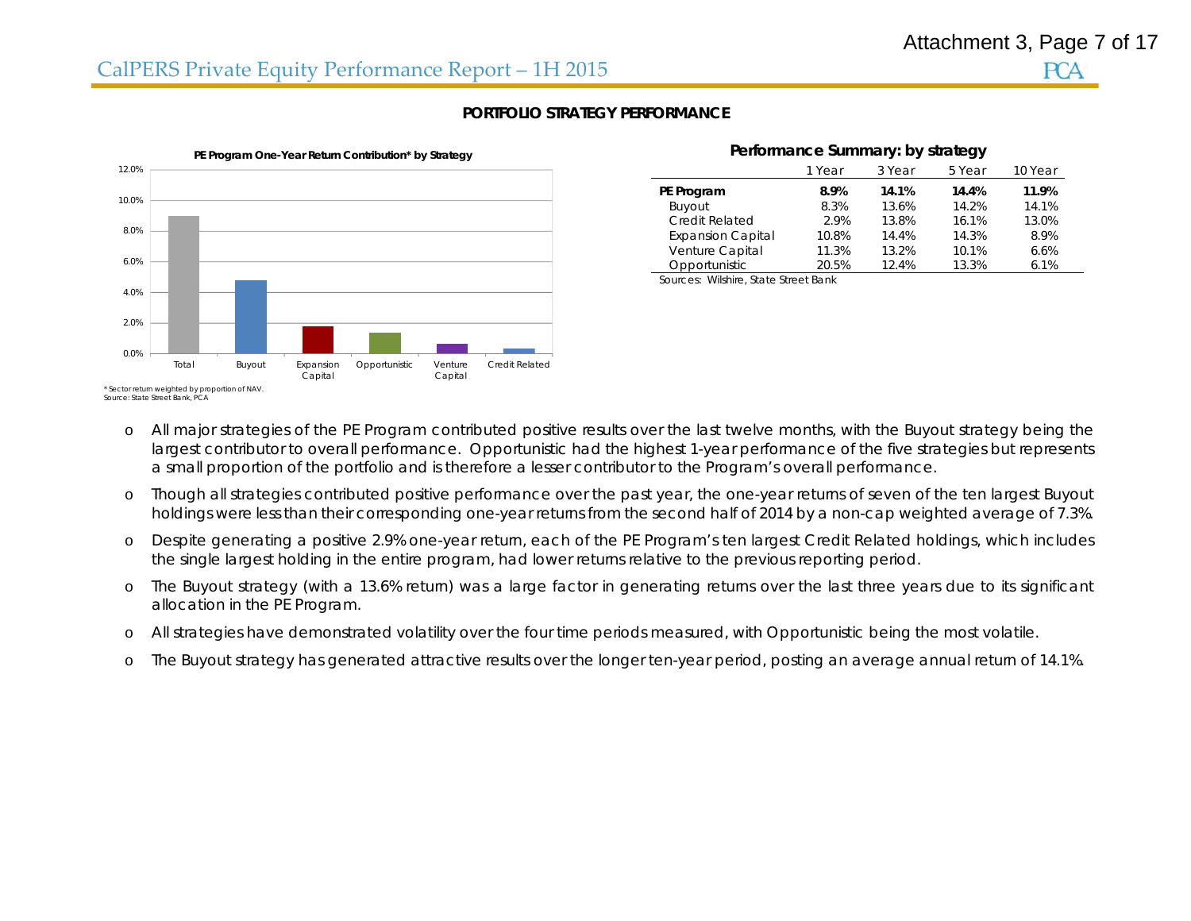## PORTFOLIO STRATEGY PERFORMANCE

**PE Program One-Year Return Contribution\* by Strategy**

\* Sector return weighted by proportion of NAV.
Source: State Street Bank, PCA

**Performance Summary: by strategy**

| | 1 Year | 3 Year | 5 Year | 10 Year |
|---|---|---|---|---|
| **PE Program** | **8.9%** | **14.1%** | **14.4%** | **11.9%** |
| Buyout | 8.3% | 13.6% | 14.2% | 14.1% |
| Credit Related | 2.9% | 13.8% | 16.1% | 13.0% |
| Expansion Capital | 10.8% | 14.4% | 14.3% | 8.9% |
| Venture Capital | 11.3% | 13.2% | 10.1% | 6.6% |
| Opportunistic | 20.5% | 12.4% | 13.3% | 6.1% |

Sources: Wilshire, State Street Bank

- All major strategies of the PE Program contributed positive results over the last twelve months, with the Buyout strategy being the largest contributor to overall performance. Opportunistic had the highest 1-year performance of the five strategies but represents a small proportion of the portfolio and is therefore a lesser contributor to the Program's overall performance.
- Though all strategies contributed positive performance over the past year, the one-year returns of seven of the ten largest Buyout holdings were less than their corresponding one-year returns from the second half of 2014 by a non-cap weighted average of 7.3%.
- Despite generating a positive 2.9% one-year return, each of the PE Program's ten largest Credit Related holdings, which includes the single largest holding in the entire program, had lower returns relative to the previous reporting period.
- The Buyout strategy (with a 13.6% return) was a large factor in generating returns over the last three years due to its significant allocation in the PE Program.
- All strategies have demonstrated volatility over the four time periods measured, with Opportunistic being the most volatile.
- The Buyout strategy has generated attractive results over the longer ten-year period, posting an average annual return of 14.1%.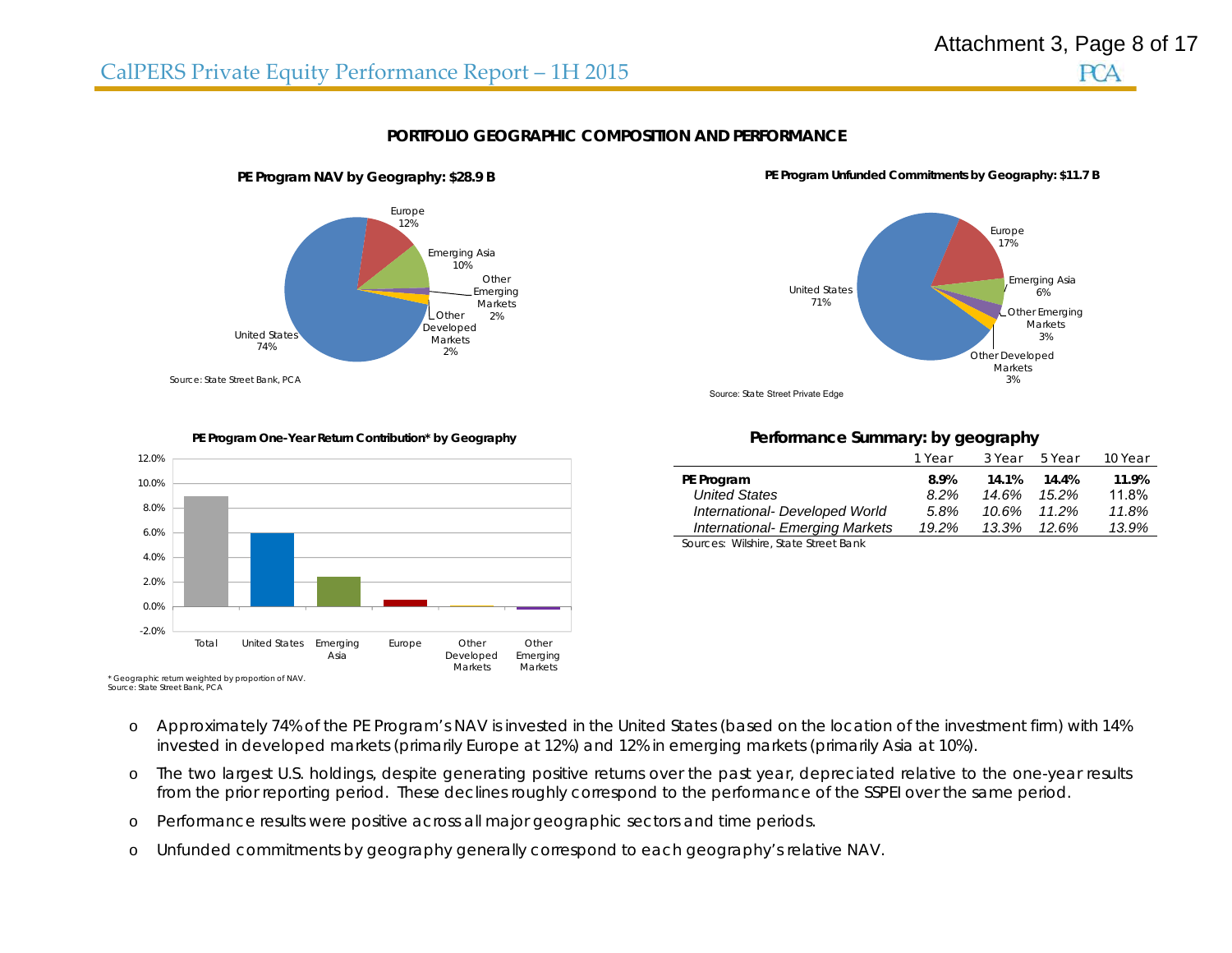## PORTFOLIO GEOGRAPHIC COMPOSITION AND PERFORMANCE

**PE Program NAV by Geography: $28.9 B**

United States 74%, Europe 12%, Emerging Asia 10%, Other Emerging Markets 2%, Other Developed Markets 2%

Source: State Street Bank, PCA

**PE Program Unfunded Commitments by Geography: $11.7 B**

United States 71%, Europe 17%, Emerging Asia 6%, Other Emerging Markets 3%, Other Developed Markets 3%

Source: State Street Private Edge

**PE Program One-Year Return Contribution* by Geography**

Total, United States, Emerging Asia, Europe, Other Developed Markets, Other Emerging Markets

\* Geographic return weighted by proportion of NAV.
Source: State Street Bank, PCA

**Performance Summary: by geography**

| | 1 Year | 3 Year | 5 Year | 10 Year |
|---|---|---|---|---|
| **PE Program** | **8.9%** | **14.1%** | **14.4%** | **11.9%** |
| *United States* | *8.2%* | *14.6%* | *15.2%* | 11.8% |
| *International- Developed World* | *5.8%* | *10.6%* | *11.2%* | *11.8%* |
| *International- Emerging Markets* | *19.2%* | *13.3%* | *12.6%* | *13.9%* |

Sources: Wilshire, State Street Bank

- Approximately 74% of the PE Program's NAV is invested in the United States (based on the location of the investment firm) with 14% invested in developed markets (primarily Europe at 12%) and 12% in emerging markets (primarily Asia at 10%).
- The two largest U.S. holdings, despite generating positive returns over the past year, depreciated relative to the one-year results from the prior reporting period. These declines roughly correspond to the performance of the SSPEI over the same period.
- Performance results were positive across all major geographic sectors and time periods.
- Unfunded commitments by geography generally correspond to each geography's relative NAV.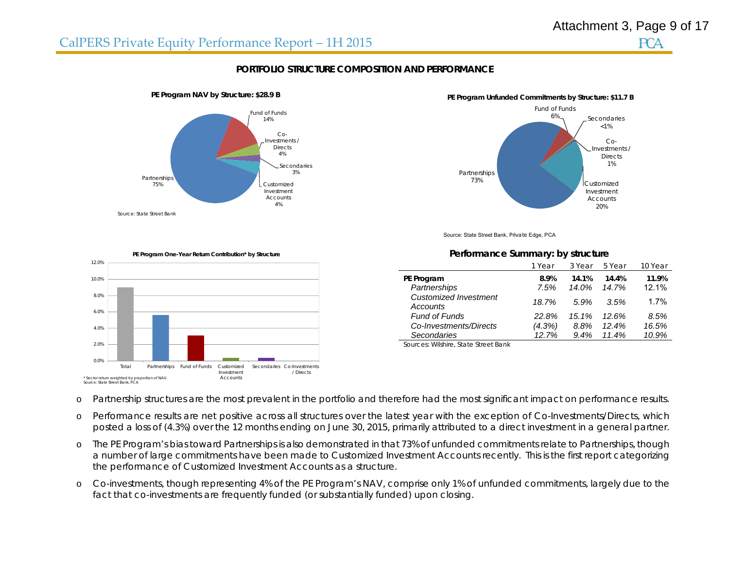## CalPERS Private Equity Performance Report – 1H 2015

### PORTFOLIO STRUCTURE COMPOSITION AND PERFORMANCE

**PE Program NAV by Structure: $28.9 B**

Partnerships 75%, Fund of Funds 14%, Co-Investments / Directs 4%, Secondaries 3%, Customized Investment Accounts 4%

Source: State Street Bank

**PE Program Unfunded Commitments by Structure: $11.7 B**

Partnerships 73%, Fund of Funds 6%, Secondaries <1%, Co-Investments / Directs 1%, Customized Investment Accounts 20%

Source: State Street Bank, Private Edge, PCA

**PE Program One-Year Return Contribution* by Structure**

Total, Partnerships, Fund of Funds, Customized Investment Accounts, Secondaries, Co-Investments / Directs

\* Sector return weighted by proportion of NAV.
Source: State Street Bank, PCA

**Performance Summary: by structure**

| | 1 Year | 3 Year | 5 Year | 10 Year |
|---|---|---|---|---|
| **PE Program** | **8.9%** | **14.1%** | **14.4%** | **11.9%** |
| *Partnerships* | *7.5%* | *14.0%* | *14.7%* | 12.1% |
| *Customized Investment Accounts* | *18.7%* | *5.9%* | *3.5%* | 1.7% |
| *Fund of Funds* | *22.8%* | *15.1%* | *12.6%* | *8.5%* |
| *Co-Investments/Directs* | *(4.3%)* | *8.8%* | *12.4%* | *16.5%* |
| *Secondaries* | *12.7%* | *9.4%* | *11.4%* | *10.9%* |

Sources: Wilshire, State Street Bank

- Partnership structures are the most prevalent in the portfolio and therefore had the most significant impact on performance results.
- Performance results are net positive across all structures over the latest year with the exception of Co-Investments/Directs, which posted a loss of (4.3%) over the 12 months ending on June 30, 2015, primarily attributed to a direct investment in a general partner.
- The PE Program's bias toward Partnerships is also demonstrated in that 73% of unfunded commitments relate to Partnerships, though a number of large commitments have been made to Customized Investment Accounts recently. This is the first report categorizing the performance of Customized Investment Accounts as a structure.
- Co-investments, though representing 4% of the PE Program's NAV, comprise only 1% of unfunded commitments, largely due to the fact that co-investments are frequently funded (or substantially funded) upon closing.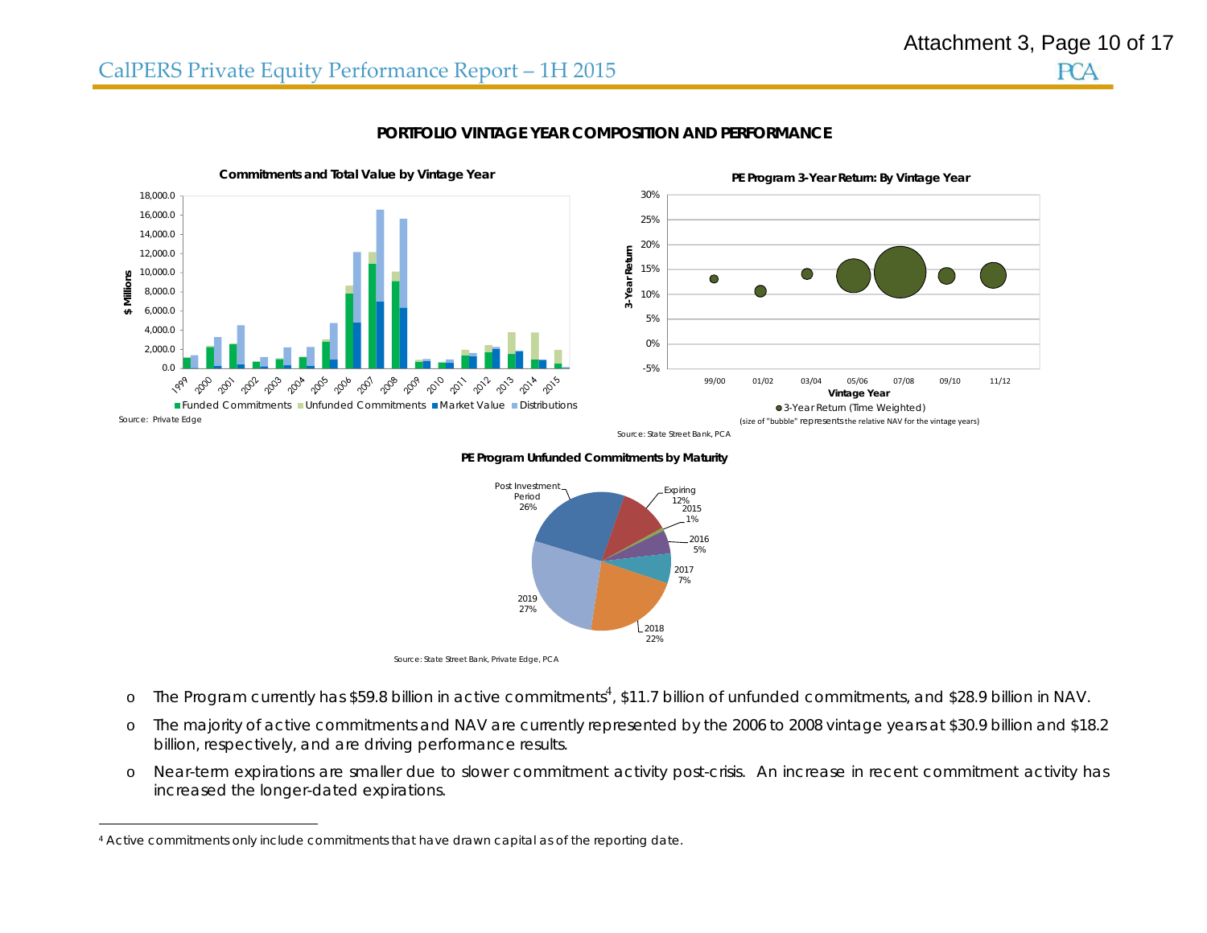## PORTFOLIO VINTAGE YEAR COMPOSITION AND PERFORMANCE

**Commitments and Total Value by Vintage Year**

Source: Private Edge

**PE Program 3-Year Return: By Vintage Year**

3-Year Return (Time Weighted)
(size of "bubble" represents the relative NAV for the vintage years)

Source: State Street Bank, PCA

**PE Program Unfunded Commitments by Maturity**

Source: State Street Bank, Private Edge, PCA

- The Program currently has $59.8 billion in active commitments[4], $11.7 billion of unfunded commitments, and $28.9 billion in NAV.
- The majority of active commitments and NAV are currently represented by the 2006 to 2008 vintage years at $30.9 billion and $18.2 billion, respectively, and are driving performance results.
- Near-term expirations are smaller due to slower commitment activity post-crisis. An increase in recent commitment activity has increased the longer-dated expirations.

[4] Active commitments only include commitments that have drawn capital as of the reporting date.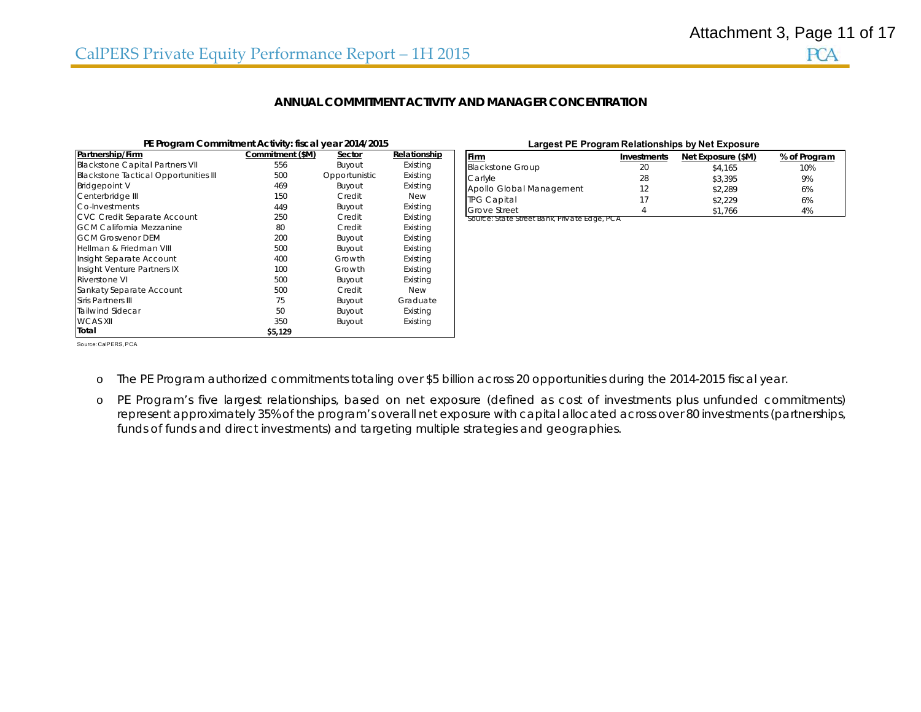## ANNUAL COMMITMENT ACTIVITY AND MANAGER CONCENTRATION

**PE Program Commitment Activity: fiscal year 2014/2015**

| Partnership/Firm | Commitment ($M) | Sector | Relationship |
|---|---|---|---|
| Blackstone Capital Partners VII | 556 | Buyout | Existing |
| Blackstone Tactical Opportunities III | 500 | Opportunistic | Existing |
| Bridgepoint V | 469 | Buyout | Existing |
| Centerbridge III | 150 | Credit | New |
| Co-Investments | 449 | Buyout | Existing |
| CVC Credit Separate Account | 250 | Credit | Existing |
| GCM California Mezzanine | 80 | Credit | Existing |
| GCM Grosvenor DEM | 200 | Buyout | Existing |
| Hellman & Friedman VIII | 500 | Buyout | Existing |
| Insight Separate Account | 400 | Growth | Existing |
| Insight Venture Partners IX | 100 | Growth | Existing |
| Riverstone VI | 500 | Buyout | Existing |
| Sankaty Separate Account | 500 | Credit | New |
| Siris Partners III | 75 | Buyout | Graduate |
| Tailwind Sidecar | 50 | Buyout | Existing |
| WCAS XII | 350 | Buyout | Existing |
| **Total** | **$5,129** | | |

Source: CalPERS, PCA

**Largest PE Program Relationships by Net Exposure**

| Firm | Investments | Net Exposure ($M) | % of Program |
|---|---|---|---|
| Blackstone Group | 20 | $4,165 | 10% |
| Carlyle | 28 | $3,395 | 9% |
| Apollo Global Management | 12 | $2,289 | 6% |
| TPG Capital | 17 | $2,229 | 6% |
| Grove Street | 4 | $1,766 | 4% |

Source: State Street Bank, Private Edge, PCA

- The PE Program authorized commitments totaling over $5 billion across 20 opportunities during the 2014-2015 fiscal year.
- PE Program's five largest relationships, based on net exposure (defined as cost of investments plus unfunded commitments) represent approximately 35% of the program's overall net exposure with capital allocated across over 80 investments (partnerships, funds of funds and direct investments) and targeting multiple strategies and geographies.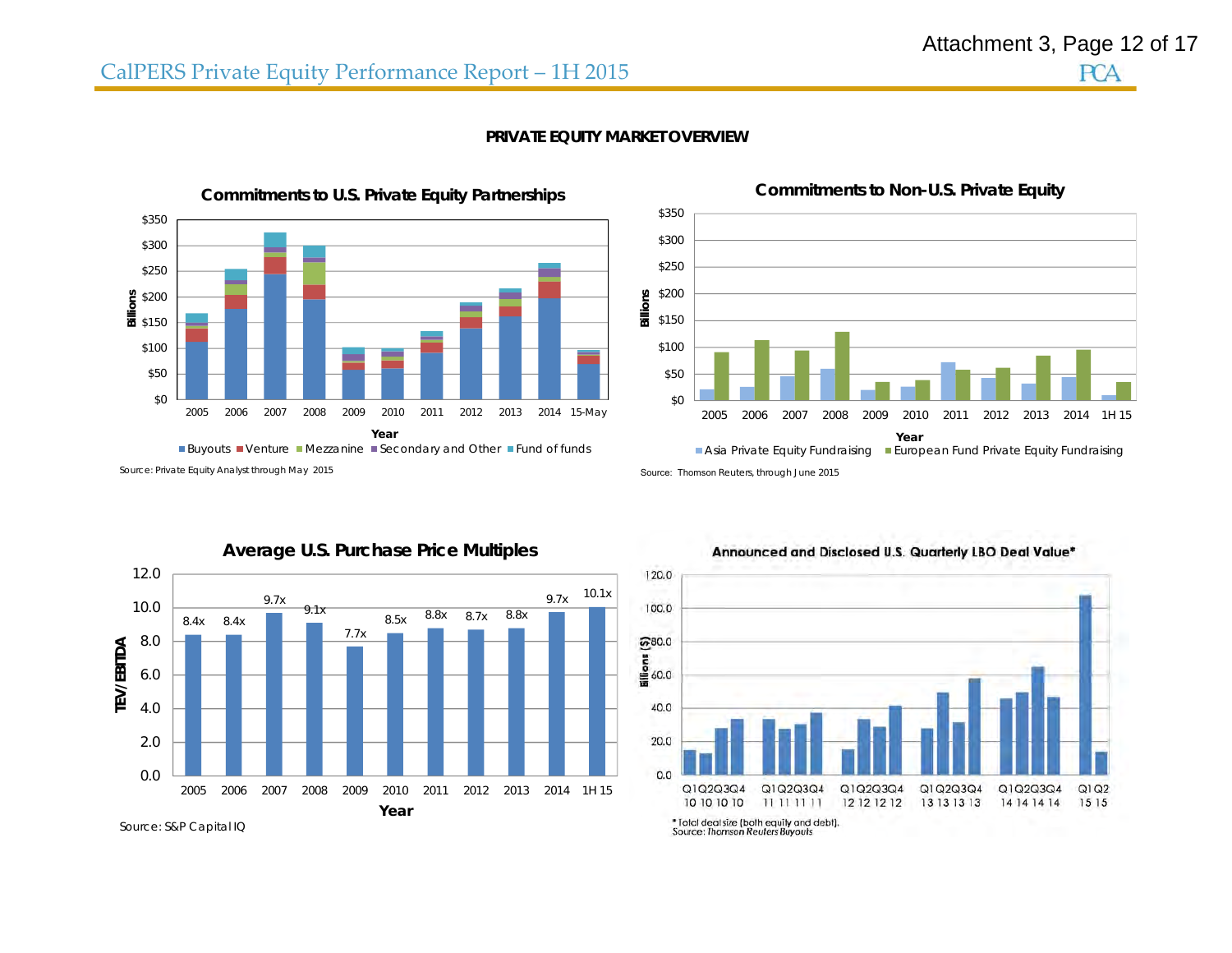## PRIVATE EQUITY MARKET OVERVIEW

### Commitments to U.S. Private Equity Partnerships

Billions: $0, $50, $100, $150, $200, $250, $300, $350

Year: 2005, 2006, 2007, 2008, 2009, 2010, 2011, 2012, 2013, 2014, 15-May

Buyouts, Venture, Mezzanine, Secondary and Other, Fund of funds

Source: Private Equity Analyst through May 2015

### Commitments to Non-U.S. Private Equity

Billions: $0, $50, $100, $150, $200, $250, $300, $350

Year: 2005, 2006, 2007, 2008, 2009, 2010, 2011, 2012, 2013, 2014, 1H 15

Asia Private Equity Fundraising, European Fund Private Equity Fundraising

Source: Thomson Reuters, through June 2015

### Average U.S. Purchase Price Multiples

| Year | TEV/EBITDA |
|---|---|
| 2005 | 8.4x |
| 2006 | 8.4x |
| 2007 | 9.7x |
| 2008 | 9.1x |
| 2009 | 7.7x |
| 2010 | 8.5x |
| 2011 | 8.8x |
| 2012 | 8.7x |
| 2013 | 8.8x |
| 2014 | 9.7x |
| 1H 15 | 10.1x |

Source: S&P Capital IQ

### Announced and Disclosed U.S. Quarterly LBO Deal Value*

Billions ($): 0.0, 20.0, 40.0, 60.0, 80.0, 100.0, 120.0

Q1 10, Q2 10, Q3 10, Q4 10, Q1 11, Q2 11, Q3 11, Q4 11, Q1 12, Q2 12, Q3 12, Q4 12, Q1 13, Q2 13, Q3 13, Q4 13, Q1 14, Q2 14, Q3 14, Q4 14, Q1 15, Q2 15

\* Total deal size (both equity and debt).
Source: Thomson Reuters Buyouts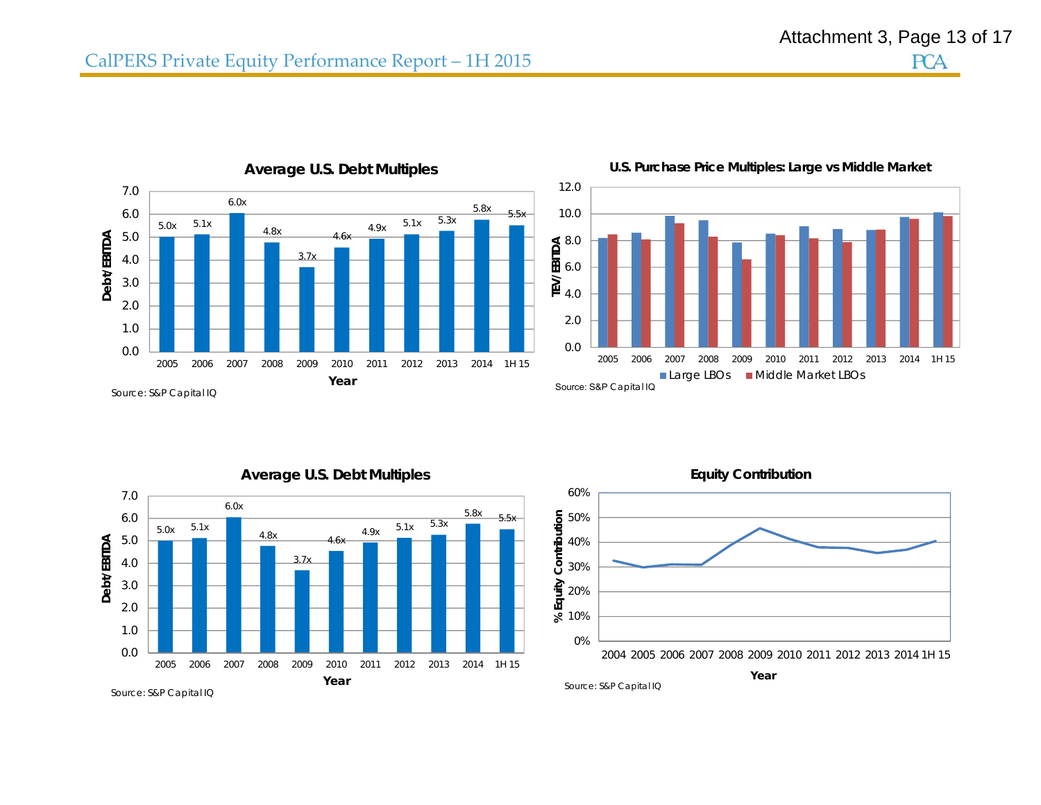## Average U.S. Debt Multiples

| Year | Debt/EBITDA |
|---|---|
| 2005 | 5.0x |
| 2006 | 5.1x |
| 2007 | 6.0x |
| 2008 | 4.8x |
| 2009 | 3.7x |
| 2010 | 4.6x |
| 2011 | 4.9x |
| 2012 | 5.1x |
| 2013 | 5.3x |
| 2014 | 5.8x |
| 1H 15 | 5.5x |

Source: S&P Capital IQ

## U.S. Purchase Price Multiples: Large vs Middle Market

TEV/EBITDA; Years 2005–1H 15; Series: Large LBOs, Middle Market LBOs

Source: S&P Capital IQ

## Average U.S. Debt Multiples

| Year | Debt/EBITDA |
|---|---|
| 2005 | 5.0x |
| 2006 | 5.1x |
| 2007 | 6.0x |
| 2008 | 4.8x |
| 2009 | 3.7x |
| 2010 | 4.6x |
| 2011 | 4.9x |
| 2012 | 5.1x |
| 2013 | 5.3x |
| 2014 | 5.8x |
| 1H 15 | 5.5x |

Source: S&P Capital IQ

## Equity Contribution

% Equity Contribution; Years 2004–1H 15

Source: S&P Capital IQ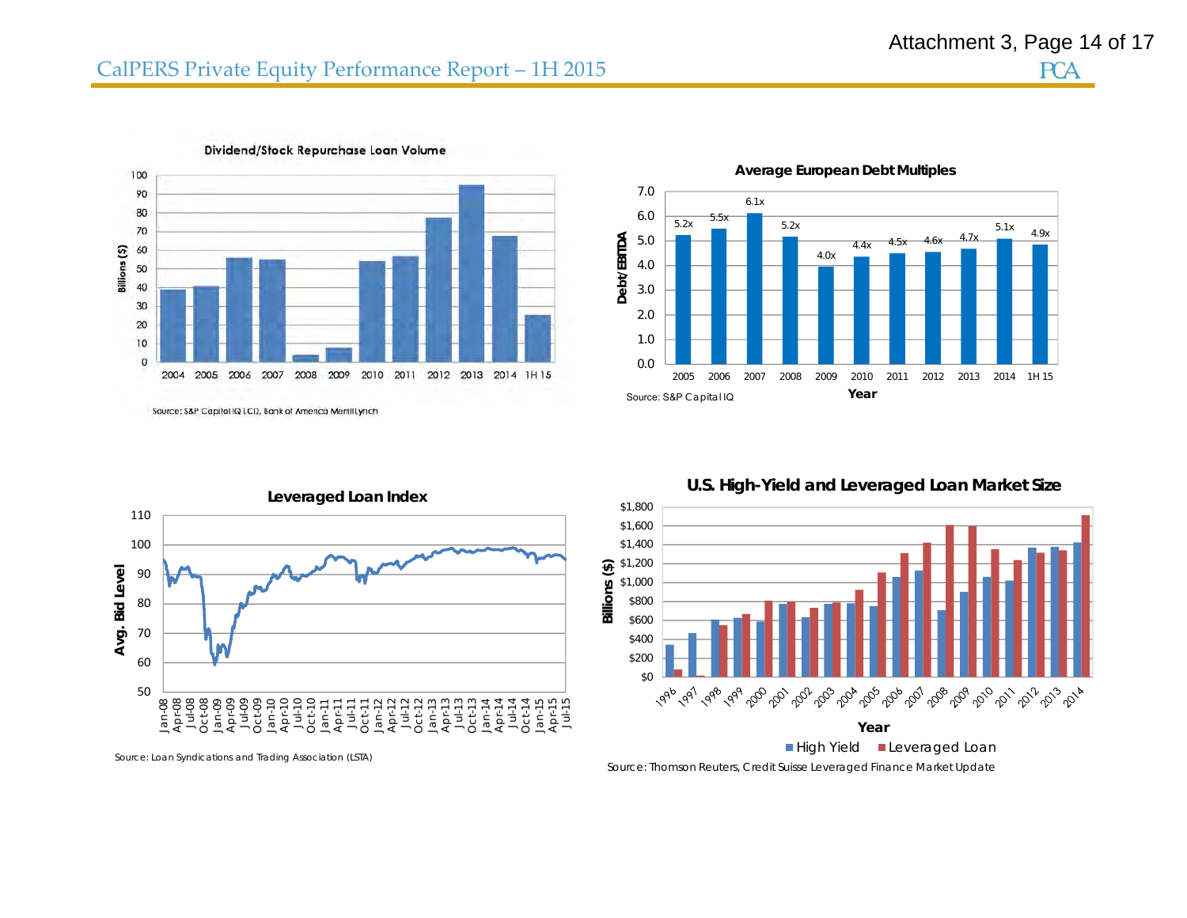Dividend/Stock Repurchase Loan Volume

Billions ($)

2004 2005 2006 2007 2008 2009 2010 2011 2012 2013 2014 1H 15

Source: S&P Capital IQ LCD, Bank of America Merrill Lynch

**Average European Debt Multiples**

| Year | 2005 | 2006 | 2007 | 2008 | 2009 | 2010 | 2011 | 2012 | 2013 | 2014 | 1H 15 |
|---|---|---|---|---|---|---|---|---|---|---|---|
| Debt/EBITDA | 5.2x | 5.5x | 6.1x | 5.2x | 4.0x | 4.4x | 4.5x | 4.6x | 4.7x | 5.1x | 4.9x |

Source: S&P Capital IQ

**Leveraged Loan Index**

Avg. Bid Level

Jan-08 to Jul-15

Source: Loan Syndications and Trading Association (LSTA)

**U.S. High-Yield and Leveraged Loan Market Size**

Billions ($)

Year: 1996–2014

High Yield / Leveraged Loan

Source: Thomson Reuters, Credit Suisse Leveraged Finance Market Update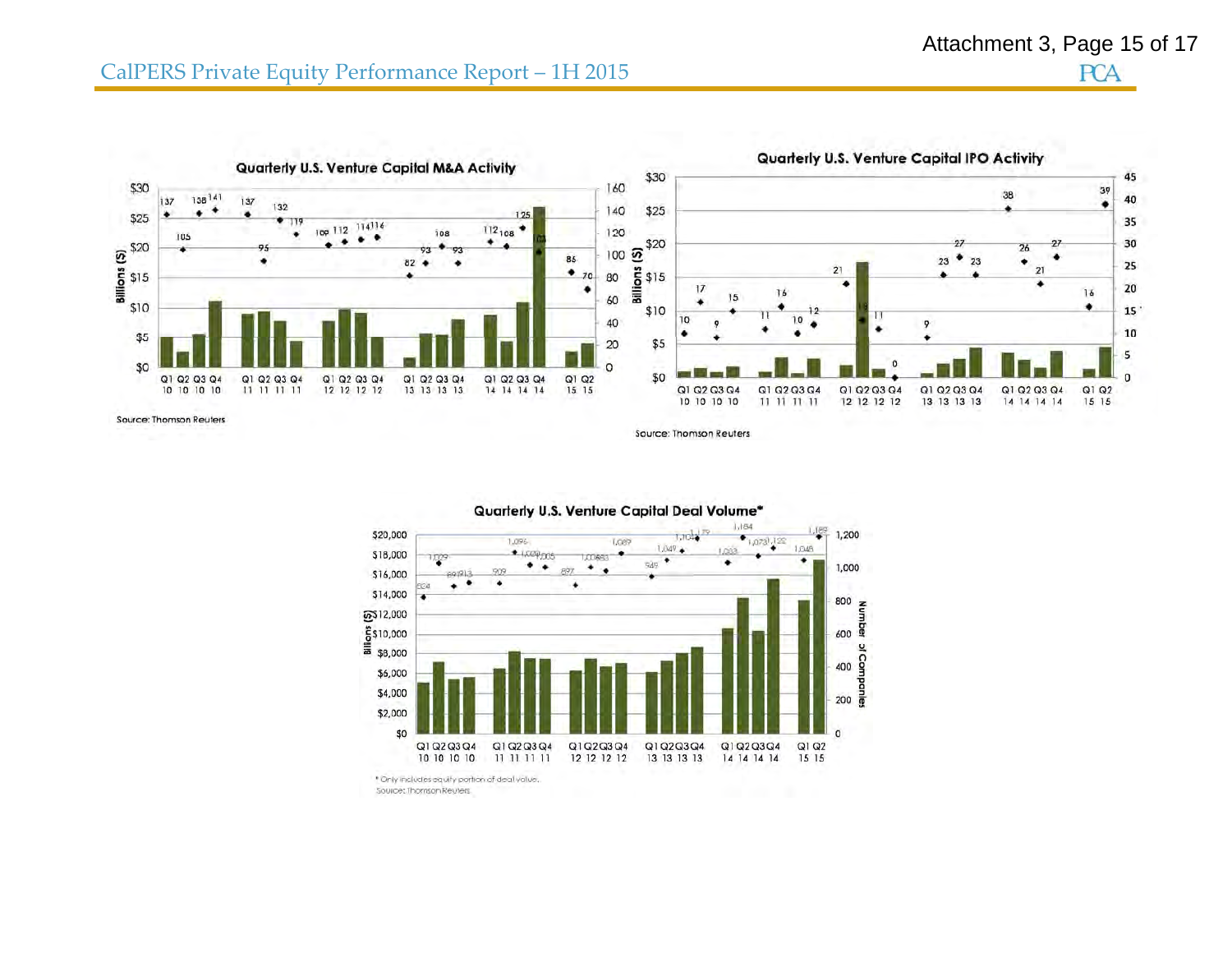Attachment 3, Page 15 of 17

**Quarterly U.S. Venture Capital M&A Activity**

Source: Thomson Reuters

**Quarterly U.S. Venture Capital IPO Activity**

Source: Thomson Reuters

**Quarterly U.S. Venture Capital Deal Volume***

\* Only includes equity portion of deal value.
Source: Thomson Reuters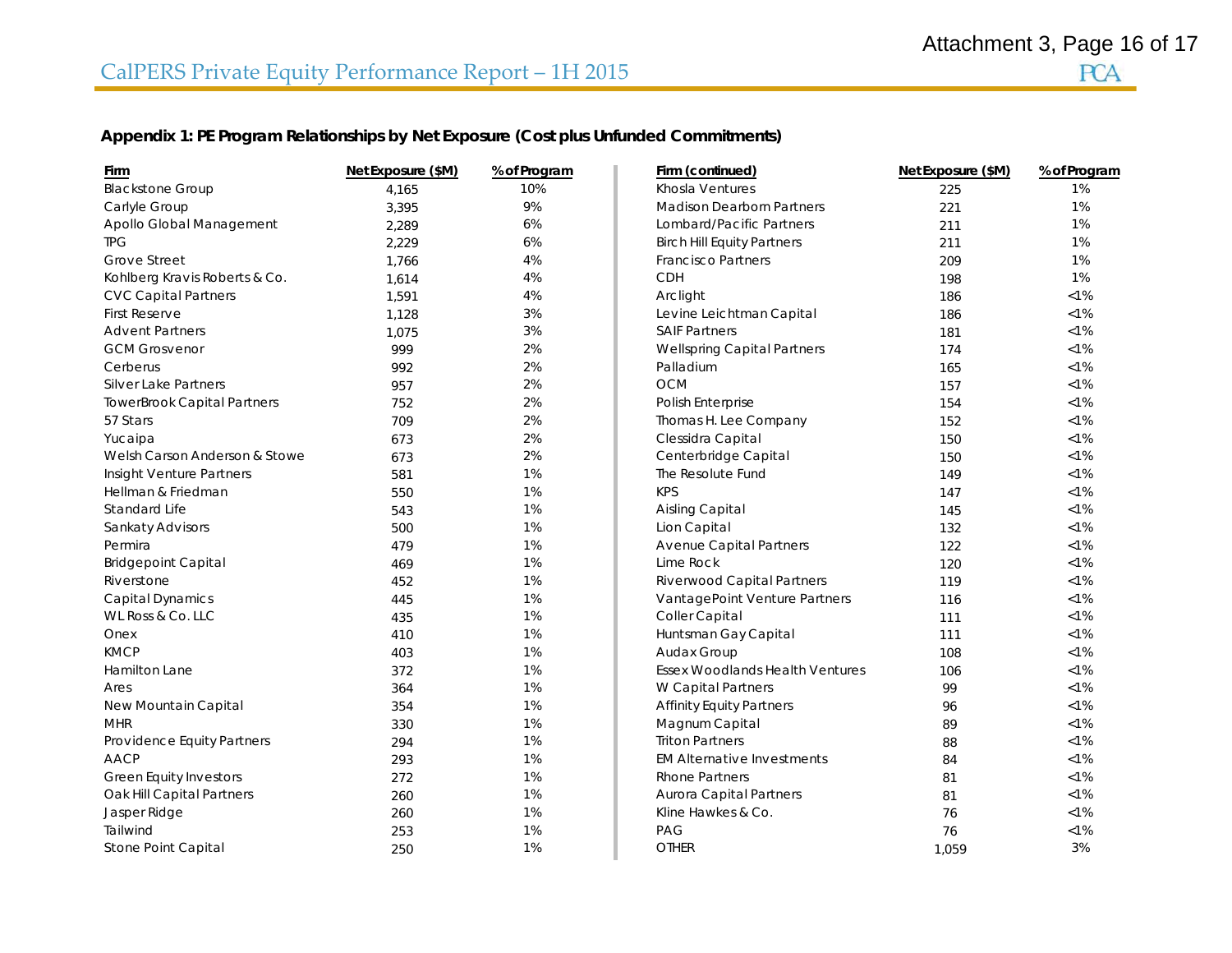## Appendix 1: PE Program Relationships by Net Exposure (Cost plus Unfunded Commitments)

| Firm | Net Exposure ($M) | % of Program |
|---|---|---|
| Blackstone Group | 4,165 | 10% |
| Carlyle Group | 3,395 | 9% |
| Apollo Global Management | 2,289 | 6% |
| TPG | 2,229 | 6% |
| Grove Street | 1,766 | 4% |
| Kohlberg Kravis Roberts & Co. | 1,614 | 4% |
| CVC Capital Partners | 1,591 | 4% |
| First Reserve | 1,128 | 3% |
| Advent Partners | 1,075 | 3% |
| GCM Grosvenor | 999 | 2% |
| Cerberus | 992 | 2% |
| Silver Lake Partners | 957 | 2% |
| TowerBrook Capital Partners | 752 | 2% |
| 57 Stars | 709 | 2% |
| Yucaipa | 673 | 2% |
| Welsh Carson Anderson & Stowe | 673 | 2% |
| Insight Venture Partners | 581 | 1% |
| Hellman & Friedman | 550 | 1% |
| Standard Life | 543 | 1% |
| Sankaty Advisors | 500 | 1% |
| Permira | 479 | 1% |
| Bridgepoint Capital | 469 | 1% |
| Riverstone | 452 | 1% |
| Capital Dynamics | 445 | 1% |
| WL Ross & Co. LLC | 435 | 1% |
| Onex | 410 | 1% |
| KMCP | 403 | 1% |
| Hamilton Lane | 372 | 1% |
| Ares | 364 | 1% |
| New Mountain Capital | 354 | 1% |
| MHR | 330 | 1% |
| Providence Equity Partners | 294 | 1% |
| AACP | 293 | 1% |
| Green Equity Investors | 272 | 1% |
| Oak Hill Capital Partners | 260 | 1% |
| Jasper Ridge | 260 | 1% |
| Tailwind | 253 | 1% |
| Stone Point Capital | 250 | 1% |

| Firm (continued) | Net Exposure ($M) | % of Program |
|---|---|---|
| Khosla Ventures | 225 | 1% |
| Madison Dearborn Partners | 221 | 1% |
| Lombard/Pacific Partners | 211 | 1% |
| Birch Hill Equity Partners | 211 | 1% |
| Francisco Partners | 209 | 1% |
| CDH | 198 | 1% |
| Arclight | 186 | <1% |
| Levine Leichtman Capital | 186 | <1% |
| SAIF Partners | 181 | <1% |
| Wellspring Capital Partners | 174 | <1% |
| Palladium | 165 | <1% |
| OCM | 157 | <1% |
| Polish Enterprise | 154 | <1% |
| Thomas H. Lee Company | 152 | <1% |
| Clessidra Capital | 150 | <1% |
| Centerbridge Capital | 150 | <1% |
| The Resolute Fund | 149 | <1% |
| KPS | 147 | <1% |
| Aisling Capital | 145 | <1% |
| Lion Capital | 132 | <1% |
| Avenue Capital Partners | 122 | <1% |
| Lime Rock | 120 | <1% |
| Riverwood Capital Partners | 119 | <1% |
| VantagePoint Venture Partners | 116 | <1% |
| Coller Capital | 111 | <1% |
| Huntsman Gay Capital | 111 | <1% |
| Audax Group | 108 | <1% |
| Essex Woodlands Health Ventures | 106 | <1% |
| W Capital Partners | 99 | <1% |
| Affinity Equity Partners | 96 | <1% |
| Magnum Capital | 89 | <1% |
| Triton Partners | 88 | <1% |
| EM Alternative Investments | 84 | <1% |
| Rhone Partners | 81 | <1% |
| Aurora Capital Partners | 81 | <1% |
| Kline Hawkes & Co. | 76 | <1% |
| PAG | 76 | <1% |
| OTHER | 1,059 | 3% |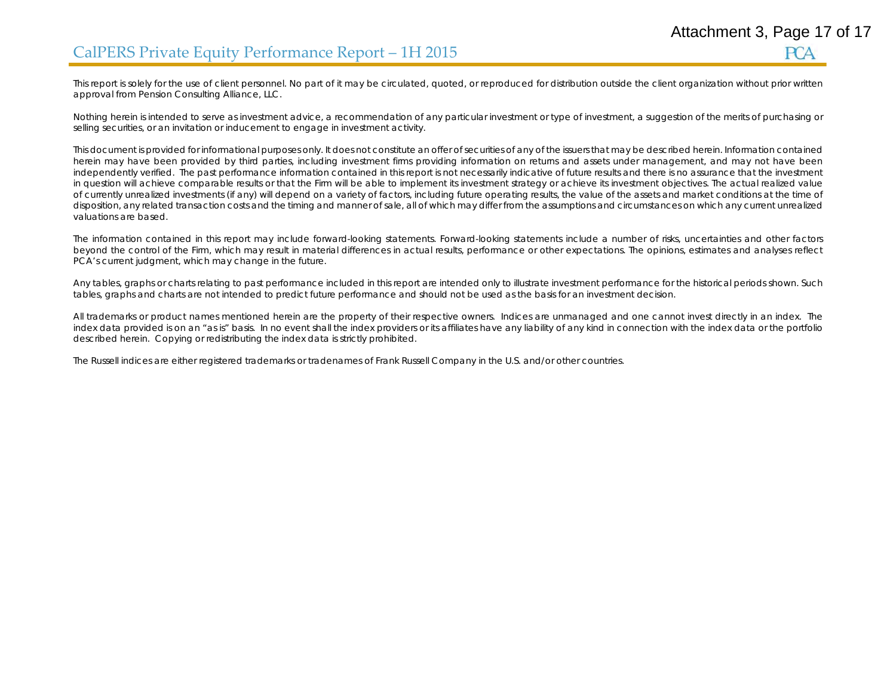This report is solely for the use of client personnel. No part of it may be circulated, quoted, or reproduced for distribution outside the client organization without prior written approval from Pension Consulting Alliance, LLC.

Nothing herein is intended to serve as investment advice, a recommendation of any particular investment or type of investment, a suggestion of the merits of purchasing or selling securities, or an invitation or inducement to engage in investment activity.

This document is provided for informational purposes only. It does not constitute an offer of securities of any of the issuers that may be described herein. Information contained herein may have been provided by third parties, including investment firms providing information on returns and assets under management, and may not have been independently verified. The past performance information contained in this report is not necessarily indicative of future results and there is no assurance that the investment in question will achieve comparable results or that the Firm will be able to implement its investment strategy or achieve its investment objectives. The actual realized value of currently unrealized investments (if any) will depend on a variety of factors, including future operating results, the value of the assets and market conditions at the time of disposition, any related transaction costs and the timing and manner of sale, all of which may differ from the assumptions and circumstances on which any current unrealized valuations are based.

The information contained in this report may include forward-looking statements. Forward-looking statements include a number of risks, uncertainties and other factors beyond the control of the Firm, which may result in material differences in actual results, performance or other expectations. The opinions, estimates and analyses reflect PCA's current judgment, which may change in the future.

Any tables, graphs or charts relating to past performance included in this report are intended only to illustrate investment performance for the historical periods shown. Such tables, graphs and charts are not intended to predict future performance and should not be used as the basis for an investment decision.

All trademarks or product names mentioned herein are the property of their respective owners. Indices are unmanaged and one cannot invest directly in an index. The index data provided is on an "as is" basis. In no event shall the index providers or its affiliates have any liability of any kind in connection with the index data or the portfolio described herein. Copying or redistributing the index data is strictly prohibited.

The Russell indices are either registered trademarks or tradenames of Frank Russell Company in the U.S. and/or other countries.